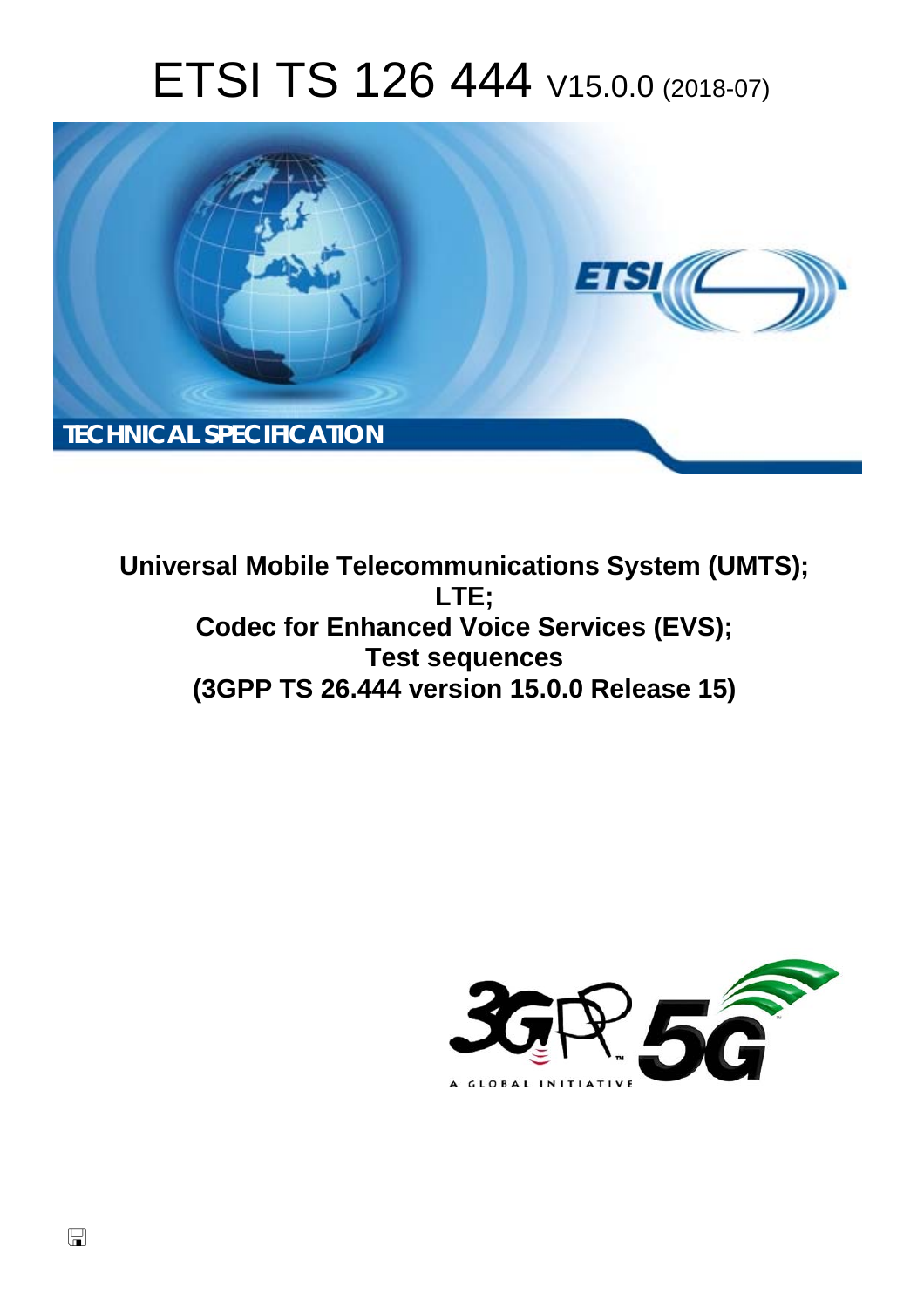# ETSI TS 126 444 V15.0.0 (2018-07)

**TECHNICAL SPECIFICATION**

**Universal Mobile Telecommunications System (UMTS);**
**LTE;**
**Codec for Enhanced Voice Services (EVS);**
**Test sequences**
**(3GPP TS 26.444 version 15.0.0 Release 15)**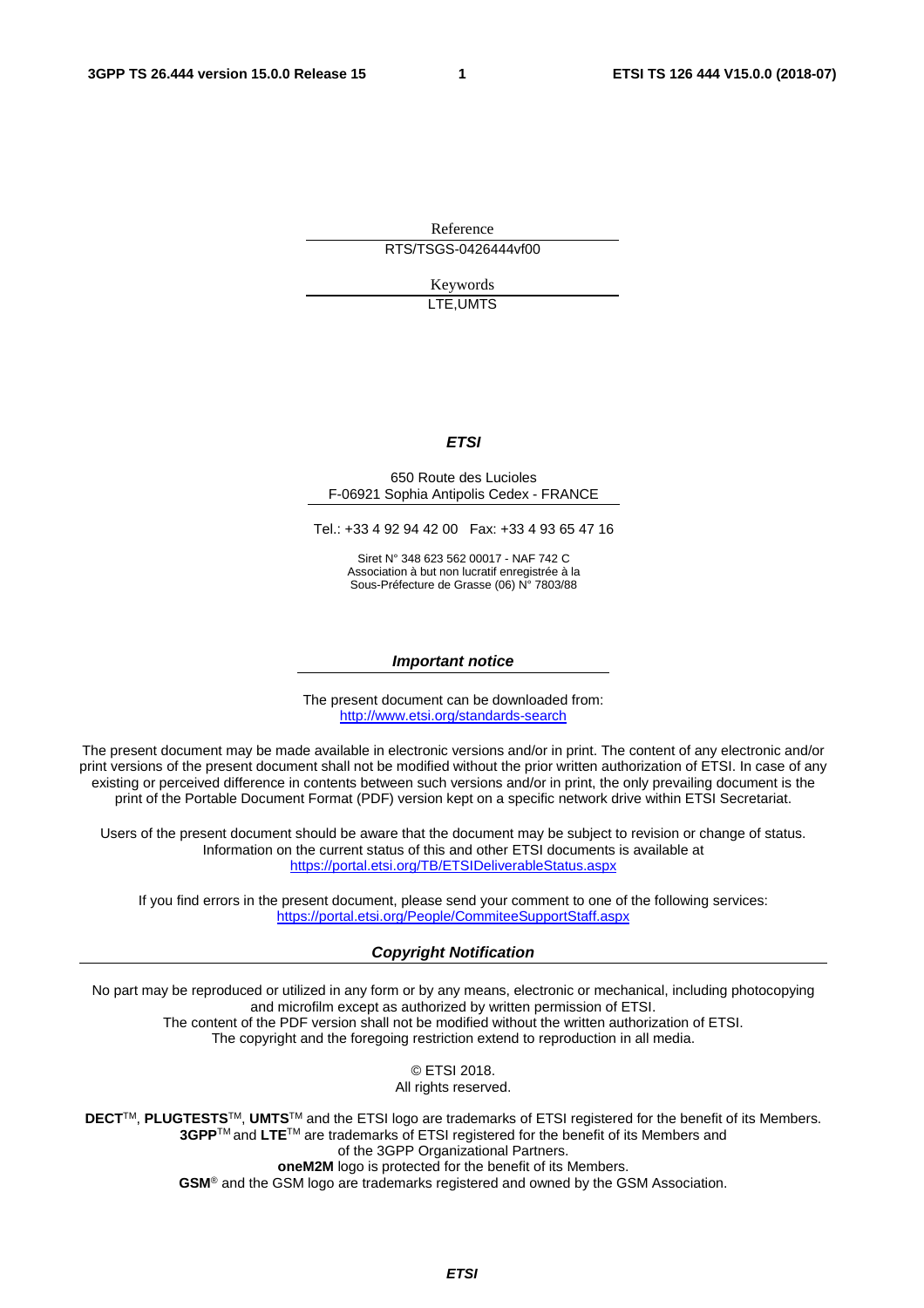Reference

RTS/TSGS-0426444vf00

Keywords

LTE,UMTS

***ETSI***

650 Route des Lucioles
F-06921 Sophia Antipolis Cedex - FRANCE

Tel.: +33 4 92 94 42 00 Fax: +33 4 93 65 47 16

Siret N° 348 623 562 00017 - NAF 742 C
Association à but non lucratif enregistrée à la
Sous-Préfecture de Grasse (06) N° 7803/88

***Important notice***

The present document can be downloaded from:
http://www.etsi.org/standards-search

The present document may be made available in electronic versions and/or in print. The content of any electronic and/or print versions of the present document shall not be modified without the prior written authorization of ETSI. In case of any existing or perceived difference in contents between such versions and/or in print, the only prevailing document is the print of the Portable Document Format (PDF) version kept on a specific network drive within ETSI Secretariat.

Users of the present document should be aware that the document may be subject to revision or change of status. Information on the current status of this and other ETSI documents is available at
https://portal.etsi.org/TB/ETSIDeliverableStatus.aspx

If you find errors in the present document, please send your comment to one of the following services:
https://portal.etsi.org/People/CommiteeSupportStaff.aspx

***Copyright Notification***

No part may be reproduced or utilized in any form or by any means, electronic or mechanical, including photocopying and microfilm except as authorized by written permission of ETSI.
The content of the PDF version shall not be modified without the written authorization of ETSI.
The copyright and the foregoing restriction extend to reproduction in all media.

© ETSI 2018.
All rights reserved.

**DECT**™, **PLUGTESTS**™, **UMTS**™ and the ETSI logo are trademarks of ETSI registered for the benefit of its Members.
**3GPP**™ and **LTE**™ are trademarks of ETSI registered for the benefit of its Members and
of the 3GPP Organizational Partners.
**oneM2M** logo is protected for the benefit of its Members.
**GSM**® and the GSM logo are trademarks registered and owned by the GSM Association.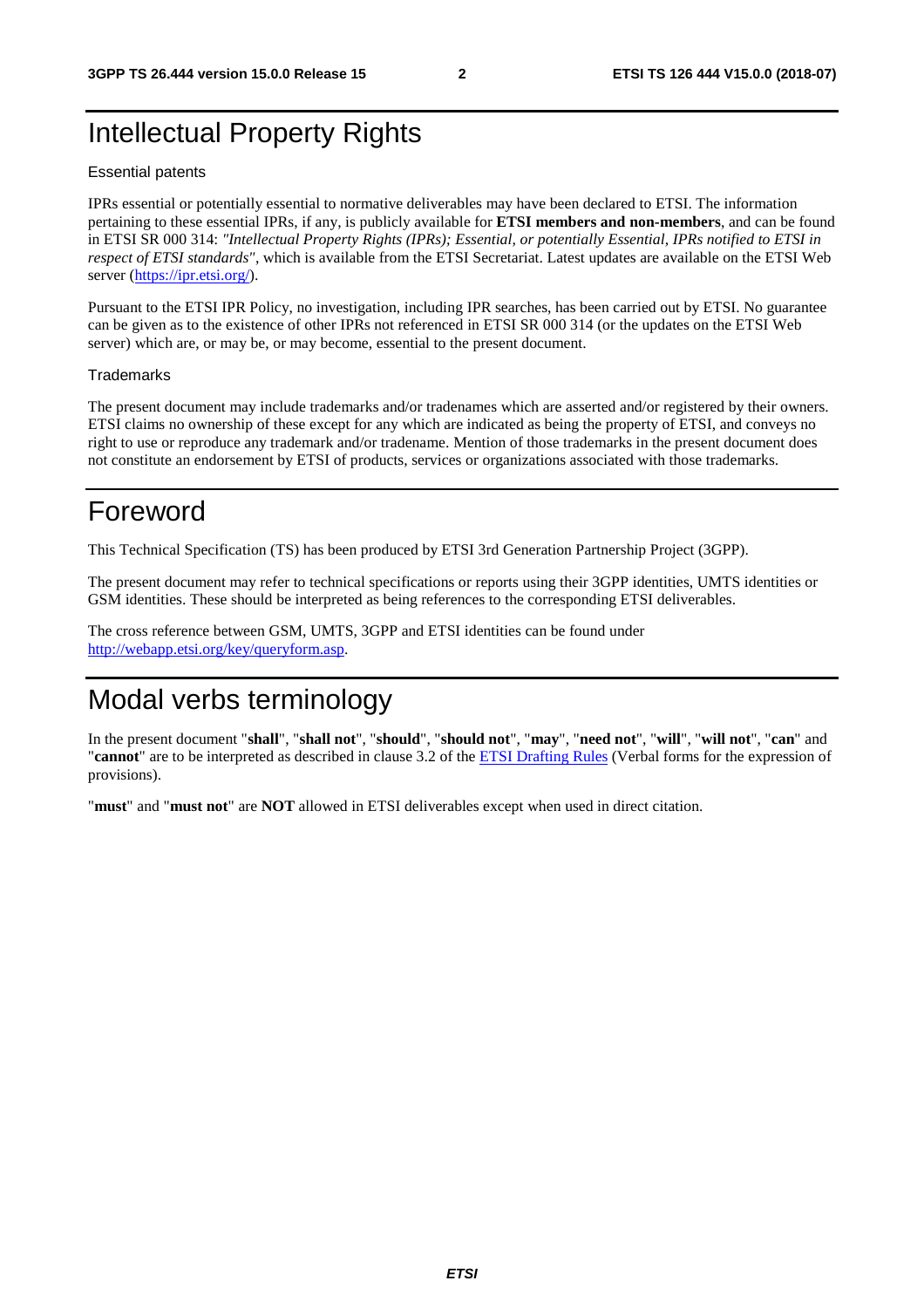# Intellectual Property Rights

### Essential patents

IPRs essential or potentially essential to normative deliverables may have been declared to ETSI. The information pertaining to these essential IPRs, if any, is publicly available for **ETSI members and non-members**, and can be found in ETSI SR 000 314: *"Intellectual Property Rights (IPRs); Essential, or potentially Essential, IPRs notified to ETSI in respect of ETSI standards"*, which is available from the ETSI Secretariat. Latest updates are available on the ETSI Web server (https://ipr.etsi.org/).

Pursuant to the ETSI IPR Policy, no investigation, including IPR searches, has been carried out by ETSI. No guarantee can be given as to the existence of other IPRs not referenced in ETSI SR 000 314 (or the updates on the ETSI Web server) which are, or may be, or may become, essential to the present document.

### Trademarks

The present document may include trademarks and/or tradenames which are asserted and/or registered by their owners. ETSI claims no ownership of these except for any which are indicated as being the property of ETSI, and conveys no right to use or reproduce any trademark and/or tradename. Mention of those trademarks in the present document does not constitute an endorsement by ETSI of products, services or organizations associated with those trademarks.

# Foreword

This Technical Specification (TS) has been produced by ETSI 3rd Generation Partnership Project (3GPP).

The present document may refer to technical specifications or reports using their 3GPP identities, UMTS identities or GSM identities. These should be interpreted as being references to the corresponding ETSI deliverables.

The cross reference between GSM, UMTS, 3GPP and ETSI identities can be found under http://webapp.etsi.org/key/queryform.asp.

# Modal verbs terminology

In the present document "**shall**", "**shall not**", "**should**", "**should not**", "**may**", "**need not**", "**will**", "**will not**", "**can**" and "**cannot**" are to be interpreted as described in clause 3.2 of the ETSI Drafting Rules (Verbal forms for the expression of provisions).

"**must**" and "**must not**" are **NOT** allowed in ETSI deliverables except when used in direct citation.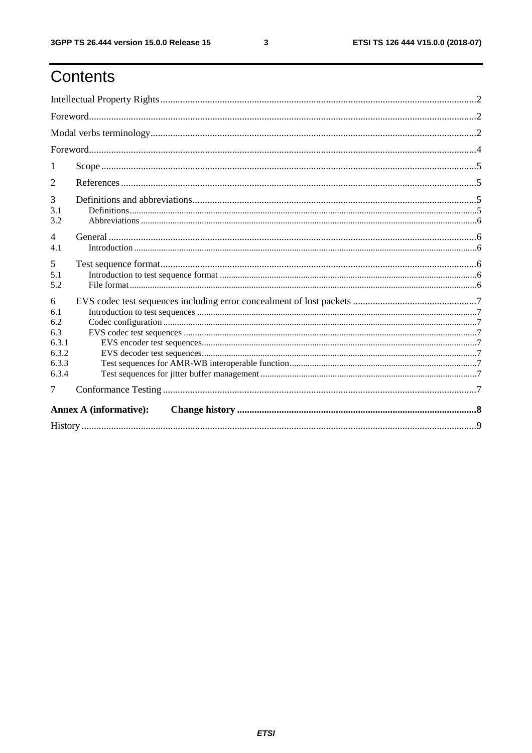# Contents

Intellectual Property Rights ............................................................................................................................2

Foreword.........................................................................................................................................................2

Modal verbs terminology..................................................................................................................................2

Foreword.........................................................................................................................................................4

1 Scope.........................................................................................................................................................5

2 References.................................................................................................................................................5

3 Definitions and abbreviations.....................................................................................................................5

3.1 Definitions.............................................................................................................................................5

3.2 Abbreviations.........................................................................................................................................6

4 General......................................................................................................................................................6

4.1 Introduction............................................................................................................................................6

5 Test sequence format..................................................................................................................................6

5.1 Introduction to test sequence format......................................................................................................6

5.2 File format..............................................................................................................................................6

6 EVS codec test sequences including error concealment of lost packets .....................................................7

6.1 Introduction to test sequences................................................................................................................7

6.2 Codec configuration................................................................................................................................7

6.3 EVS codec test sequences.......................................................................................................................7

6.3.1 EVS encoder test sequences.................................................................................................................7

6.3.2 EVS decoder test sequences.................................................................................................................7

6.3.3 Test sequences for AMR-WB interoperable function...........................................................................7

6.3.4 Test sequences for jitter buffer management........................................................................................7

7 Conformance Testing..................................................................................................................................7

**Annex A (informative): Change history** ..........................................................................................**8**

History.............................................................................................................................................................9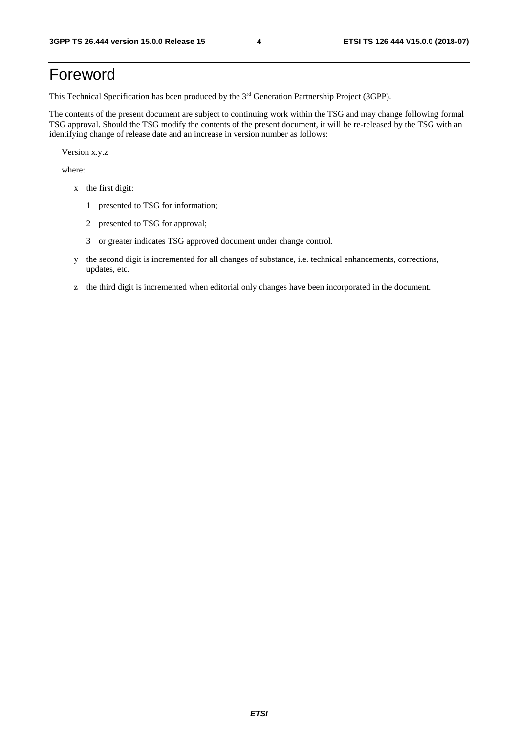# Foreword

This Technical Specification has been produced by the 3rd Generation Partnership Project (3GPP).

The contents of the present document are subject to continuing work within the TSG and may change following formal TSG approval. Should the TSG modify the contents of the present document, it will be re-released by the TSG with an identifying change of release date and an increase in version number as follows:

Version x.y.z

where:

- x the first digit:
  - 1 presented to TSG for information;
  - 2 presented to TSG for approval;
  - 3 or greater indicates TSG approved document under change control.
- y the second digit is incremented for all changes of substance, i.e. technical enhancements, corrections, updates, etc.
- z the third digit is incremented when editorial only changes have been incorporated in the document.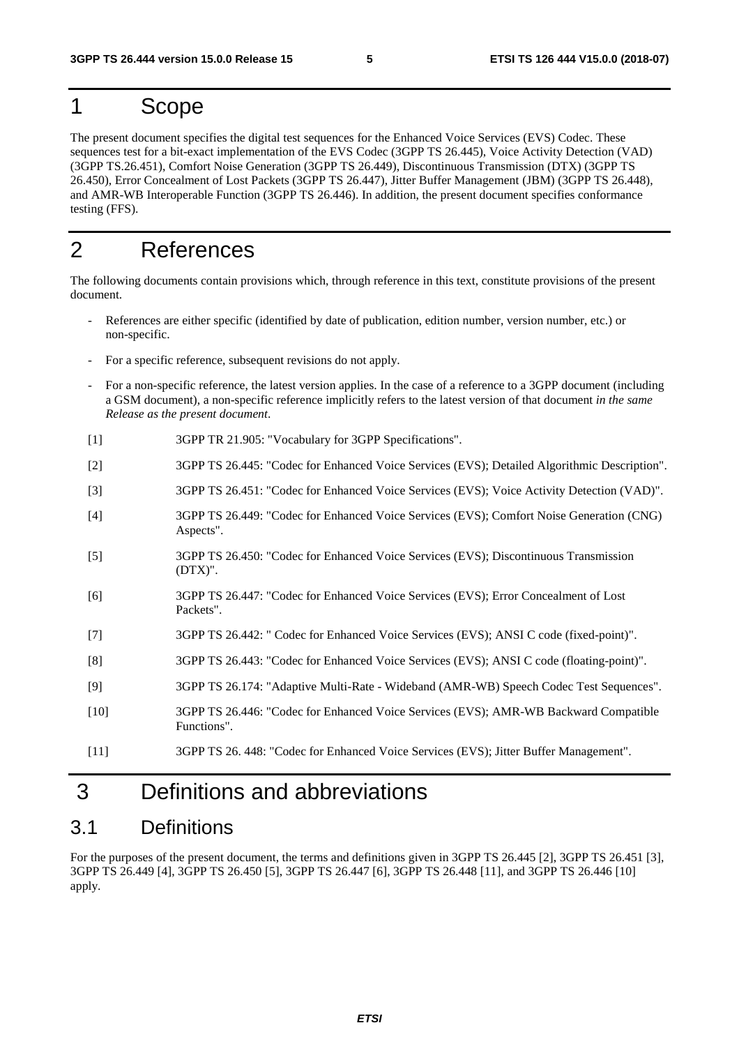# 1 Scope

The present document specifies the digital test sequences for the Enhanced Voice Services (EVS) Codec. These sequences test for a bit-exact implementation of the EVS Codec (3GPP TS 26.445), Voice Activity Detection (VAD) (3GPP TS.26.451), Comfort Noise Generation (3GPP TS 26.449), Discontinuous Transmission (DTX) (3GPP TS 26.450), Error Concealment of Lost Packets (3GPP TS 26.447), Jitter Buffer Management (JBM) (3GPP TS 26.448), and AMR-WB Interoperable Function (3GPP TS 26.446). In addition, the present document specifies conformance testing (FFS).

# 2 References

The following documents contain provisions which, through reference in this text, constitute provisions of the present document.

- References are either specific (identified by date of publication, edition number, version number, etc.) or non-specific.
- For a specific reference, subsequent revisions do not apply.
- For a non-specific reference, the latest version applies. In the case of a reference to a 3GPP document (including a GSM document), a non-specific reference implicitly refers to the latest version of that document *in the same Release as the present document*.

[1] 3GPP TR 21.905: "Vocabulary for 3GPP Specifications".

[2] 3GPP TS 26.445: "Codec for Enhanced Voice Services (EVS); Detailed Algorithmic Description".

[3] 3GPP TS 26.451: "Codec for Enhanced Voice Services (EVS); Voice Activity Detection (VAD)".

[4] 3GPP TS 26.449: "Codec for Enhanced Voice Services (EVS); Comfort Noise Generation (CNG) Aspects".

[5] 3GPP TS 26.450: "Codec for Enhanced Voice Services (EVS); Discontinuous Transmission (DTX)".

[6] 3GPP TS 26.447: "Codec for Enhanced Voice Services (EVS); Error Concealment of Lost Packets".

[7] 3GPP TS 26.442: " Codec for Enhanced Voice Services (EVS); ANSI C code (fixed-point)".

[8] 3GPP TS 26.443: "Codec for Enhanced Voice Services (EVS); ANSI C code (floating-point)".

[9] 3GPP TS 26.174: "Adaptive Multi-Rate - Wideband (AMR-WB) Speech Codec Test Sequences".

[10] 3GPP TS 26.446: "Codec for Enhanced Voice Services (EVS); AMR-WB Backward Compatible Functions".

[11] 3GPP TS 26. 448: "Codec for Enhanced Voice Services (EVS); Jitter Buffer Management".

# 3 Definitions and abbreviations

## 3.1 Definitions

For the purposes of the present document, the terms and definitions given in 3GPP TS 26.445 [2], 3GPP TS 26.451 [3], 3GPP TS 26.449 [4], 3GPP TS 26.450 [5], 3GPP TS 26.447 [6], 3GPP TS 26.448 [11], and 3GPP TS 26.446 [10] apply.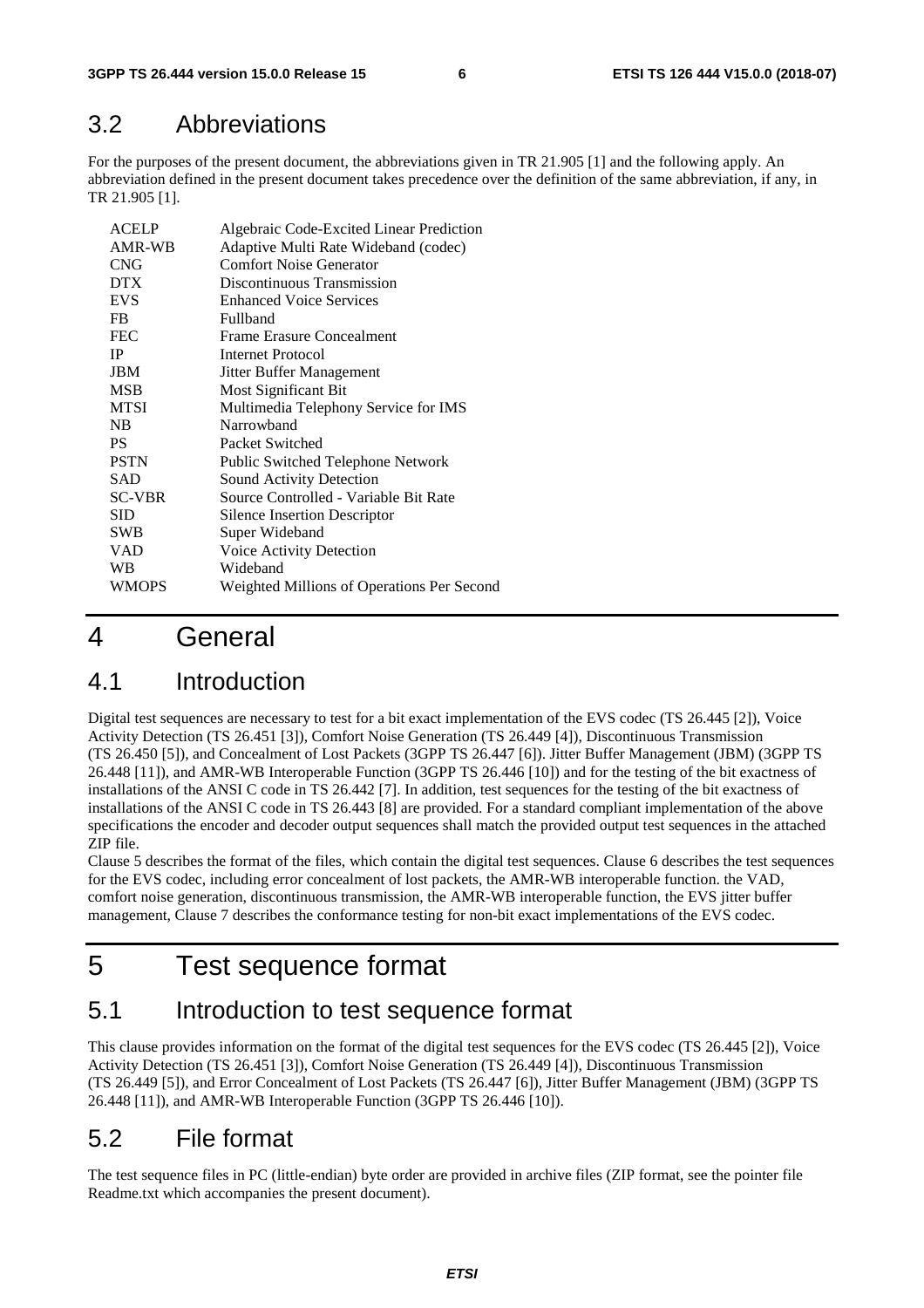## 3.2 Abbreviations

For the purposes of the present document, the abbreviations given in TR 21.905 [1] and the following apply. An abbreviation defined in the present document takes precedence over the definition of the same abbreviation, if any, in TR 21.905 [1].

| | |
|---|---|
| ACELP | Algebraic Code-Excited Linear Prediction |
| AMR-WB | Adaptive Multi Rate Wideband (codec) |
| CNG | Comfort Noise Generator |
| DTX | Discontinuous Transmission |
| EVS | Enhanced Voice Services |
| FB | Fullband |
| FEC | Frame Erasure Concealment |
| IP | Internet Protocol |
| JBM | Jitter Buffer Management |
| MSB | Most Significant Bit |
| MTSI | Multimedia Telephony Service for IMS |
| NB | Narrowband |
| PS | Packet Switched |
| PSTN | Public Switched Telephone Network |
| SAD | Sound Activity Detection |
| SC-VBR | Source Controlled - Variable Bit Rate |
| SID | Silence Insertion Descriptor |
| SWB | Super Wideband |
| VAD | Voice Activity Detection |
| WB | Wideband |
| WMOPS | Weighted Millions of Operations Per Second |

# 4 General

## 4.1 Introduction

Digital test sequences are necessary to test for a bit exact implementation of the EVS codec (TS 26.445 [2]), Voice Activity Detection (TS 26.451 [3]), Comfort Noise Generation (TS 26.449 [4]), Discontinuous Transmission (TS 26.450 [5]), and Concealment of Lost Packets (3GPP TS 26.447 [6]). Jitter Buffer Management (JBM) (3GPP TS 26.448 [11]), and AMR-WB Interoperable Function (3GPP TS 26.446 [10]) and for the testing of the bit exactness of installations of the ANSI C code in TS 26.442 [7]. In addition, test sequences for the testing of the bit exactness of installations of the ANSI C code in TS 26.443 [8] are provided. For a standard compliant implementation of the above specifications the encoder and decoder output sequences shall match the provided output test sequences in the attached ZIP file.

Clause 5 describes the format of the files, which contain the digital test sequences. Clause 6 describes the test sequences for the EVS codec, including error concealment of lost packets, the AMR-WB interoperable function. the VAD, comfort noise generation, discontinuous transmission, the AMR-WB interoperable function, the EVS jitter buffer management, Clause 7 describes the conformance testing for non-bit exact implementations of the EVS codec.

# 5 Test sequence format

## 5.1 Introduction to test sequence format

This clause provides information on the format of the digital test sequences for the EVS codec (TS 26.445 [2]), Voice Activity Detection (TS 26.451 [3]), Comfort Noise Generation (TS 26.449 [4]), Discontinuous Transmission (TS 26.449 [5]), and Error Concealment of Lost Packets (TS 26.447 [6]), Jitter Buffer Management (JBM) (3GPP TS 26.448 [11]), and AMR-WB Interoperable Function (3GPP TS 26.446 [10]).

## 5.2 File format

The test sequence files in PC (little-endian) byte order are provided in archive files (ZIP format, see the pointer file Readme.txt which accompanies the present document).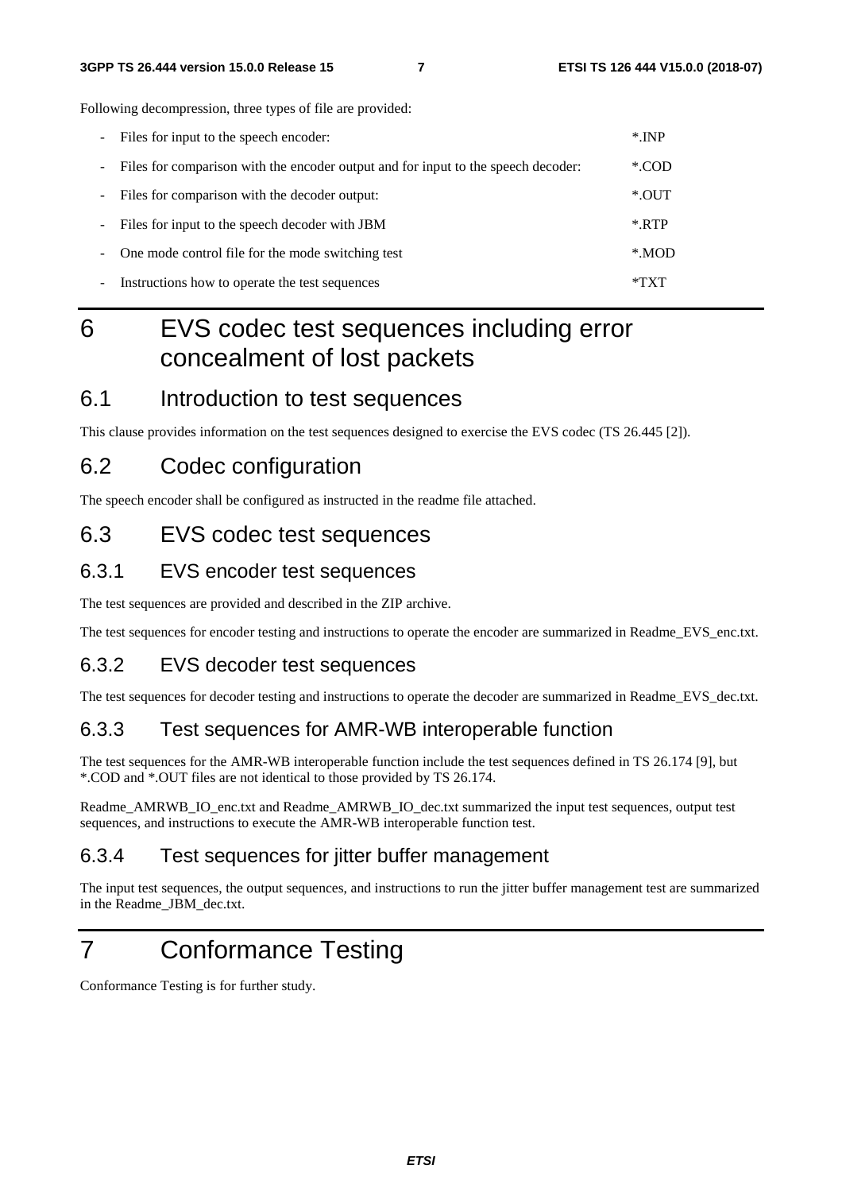Following decompression, three types of file are provided:

- Files for input to the speech encoder: *.INP
- Files for comparison with the encoder output and for input to the speech decoder: *.COD
- Files for comparison with the decoder output: *.OUT
- Files for input to the speech decoder with JBM *.RTP
- One mode control file for the mode switching test *.MOD
- Instructions how to operate the test sequences *TXT

# 6 EVS codec test sequences including error concealment of lost packets

## 6.1 Introduction to test sequences

This clause provides information on the test sequences designed to exercise the EVS codec (TS 26.445 [2]).

## 6.2 Codec configuration

The speech encoder shall be configured as instructed in the readme file attached.

## 6.3 EVS codec test sequences

### 6.3.1 EVS encoder test sequences

The test sequences are provided and described in the ZIP archive.

The test sequences for encoder testing and instructions to operate the encoder are summarized in Readme_EVS_enc.txt.

### 6.3.2 EVS decoder test sequences

The test sequences for decoder testing and instructions to operate the decoder are summarized in Readme_EVS_dec.txt.

### 6.3.3 Test sequences for AMR-WB interoperable function

The test sequences for the AMR-WB interoperable function include the test sequences defined in TS 26.174 [9], but *.COD and *.OUT files are not identical to those provided by TS 26.174.

Readme_AMRWB_IO_enc.txt and Readme_AMRWB_IO_dec.txt summarized the input test sequences, output test sequences, and instructions to execute the AMR-WB interoperable function test.

### 6.3.4 Test sequences for jitter buffer management

The input test sequences, the output sequences, and instructions to run the jitter buffer management test are summarized in the Readme_JBM_dec.txt.

# 7 Conformance Testing

Conformance Testing is for further study.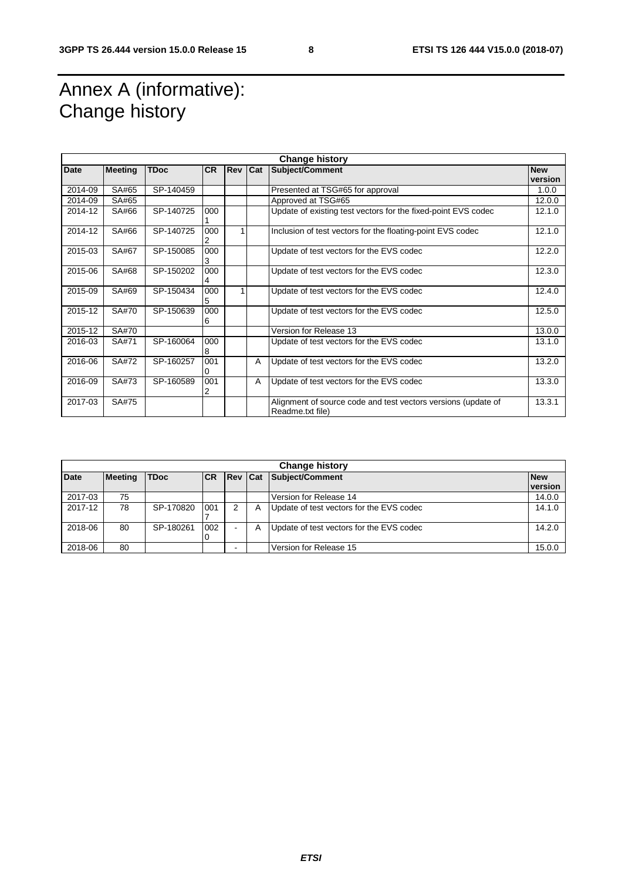# Annex A (informative): Change history

| Change history | | | | | | | |
|---|---|---|---|---|---|---|---|
| **Date** | **Meeting** | **TDoc** | **CR** | **Rev** | **Cat** | **Subject/Comment** | **New version** |
| 2014-09 | SA#65 | SP-140459 | | | | Presented at TSG#65 for approval | 1.0.0 |
| 2014-09 | SA#65 | | | | | Approved at TSG#65 | 12.0.0 |
| 2014-12 | SA#66 | SP-140725 | 0001 | | | Update of existing test vectors for the fixed-point EVS codec | 12.1.0 |
| 2014-12 | SA#66 | SP-140725 | 0002 | 1 | | Inclusion of test vectors for the floating-point EVS codec | 12.1.0 |
| 2015-03 | SA#67 | SP-150085 | 0003 | | | Update of test vectors for the EVS codec | 12.2.0 |
| 2015-06 | SA#68 | SP-150202 | 0004 | | | Update of test vectors for the EVS codec | 12.3.0 |
| 2015-09 | SA#69 | SP-150434 | 0005 | 1 | | Update of test vectors for the EVS codec | 12.4.0 |
| 2015-12 | SA#70 | SP-150639 | 0006 | | | Update of test vectors for the EVS codec | 12.5.0 |
| 2015-12 | SA#70 | | | | | Version for Release 13 | 13.0.0 |
| 2016-03 | SA#71 | SP-160064 | 0008 | | | Update of test vectors for the EVS codec | 13.1.0 |
| 2016-06 | SA#72 | SP-160257 | 0010 | | A | Update of test vectors for the EVS codec | 13.2.0 |
| 2016-09 | SA#73 | SP-160589 | 0012 | | A | Update of test vectors for the EVS codec | 13.3.0 |
| 2017-03 | SA#75 | | | | | Alignment of source code and test vectors versions (update of Readme.txt file) | 13.3.1 |

| Change history | | | | | | | |
|---|---|---|---|---|---|---|---|
| **Date** | **Meeting** | **TDoc** | **CR** | **Rev** | **Cat** | **Subject/Comment** | **New version** |
| 2017-03 | 75 | | | | | Version for Release 14 | 14.0.0 |
| 2017-12 | 78 | SP-170820 | 0017 | 2 | A | Update of test vectors for the EVS codec | 14.1.0 |
| 2018-06 | 80 | SP-180261 | 0020 | - | A | Update of test vectors for the EVS codec | 14.2.0 |
| 2018-06 | 80 | | | - | | Version for Release 15 | 15.0.0 |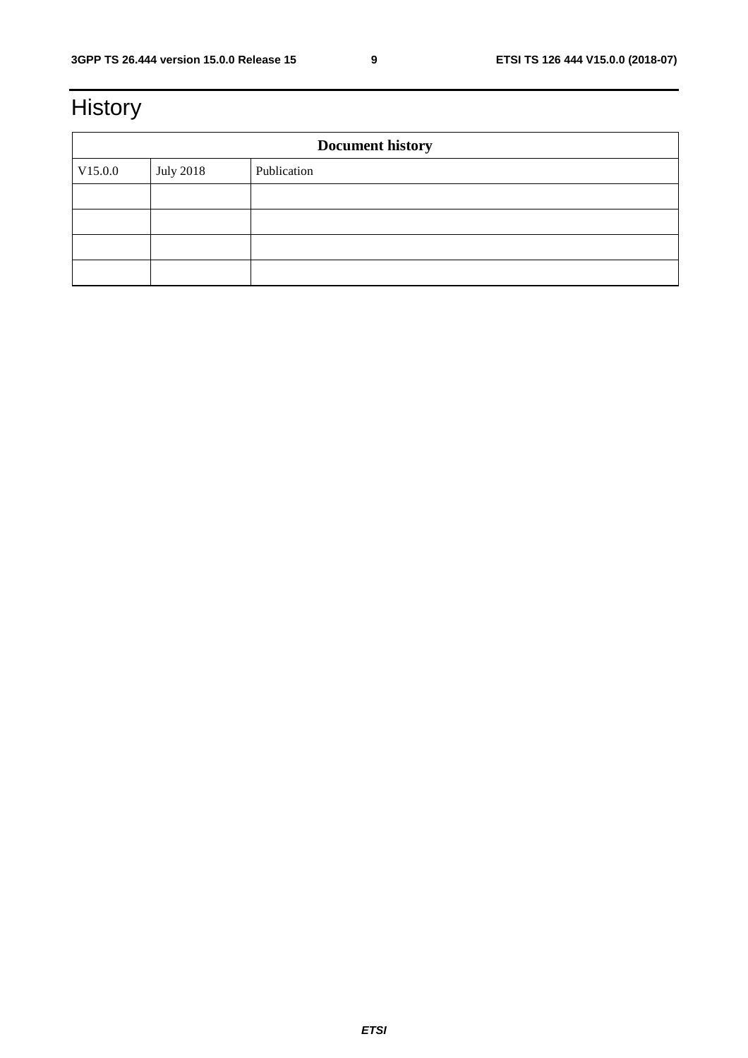# History

| Document history | | |
|---|---|---|
| V15.0.0 | July 2018 | Publication |
| | | |
| | | |
| | | |
| | | |